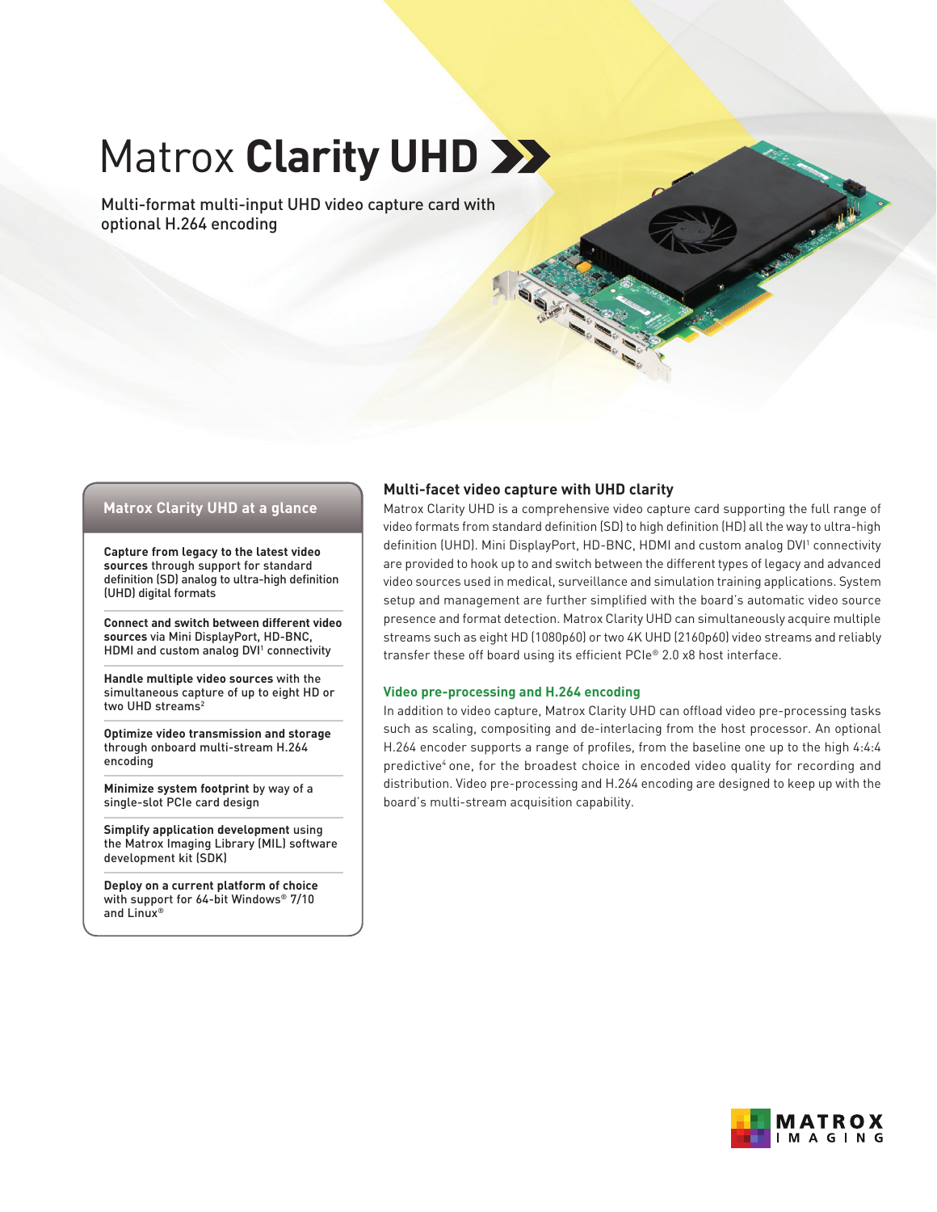# Matrox **Clarity UHD**

Multi-format multi-input UHD video capture card with optional H.264 encoding

## Matrox Clarity UHD at a glance

**Capture from legacy to the latest video sources** through support for standard definition (SD) analog to ultra-high definition (UHD) digital formats

**Connect and switch between different video sources** via Mini DisplayPort, HD-BNC, HDMI and custom analog DVI[1] connectivity

**Handle multiple video sources** with the simultaneous capture of up to eight HD or two UHD streams[2]

**Optimize video transmission and storage** through onboard multi-stream H.264 encoding

**Minimize system footprint** by way of a single-slot PCIe card design

**Simplify application development** using the Matrox Imaging Library (MIL) software development kit (SDK)

**Deploy on a current platform of choice** with support for 64-bit Windows® 7/10 and Linux®

## Multi-facet video capture with UHD clarity

Matrox Clarity UHD is a comprehensive video capture card supporting the full range of video formats from standard definition (SD) to high definition (HD) all the way to ultra-high definition (UHD). Mini DisplayPort, HD-BNC, HDMI and custom analog DVI[1] connectivity are provided to hook up to and switch between the different types of legacy and advanced video sources used in medical, surveillance and simulation training applications. System setup and management are further simplified with the board's automatic video source presence and format detection. Matrox Clarity UHD can simultaneously acquire multiple streams such as eight HD (1080p60) or two 4K UHD (2160p60) video streams and reliably transfer these off board using its efficient PCIe® 2.0 x8 host interface.

### Video pre-processing and H.264 encoding

In addition to video capture, Matrox Clarity UHD can offload video pre-processing tasks such as scaling, compositing and de-interlacing from the host processor. An optional H.264 encoder supports a range of profiles, from the baseline one up to the high 4:4:4 predictive[4] one, for the broadest choice in encoded video quality for recording and distribution. Video pre-processing and H.264 encoding are designed to keep up with the board's multi-stream acquisition capability.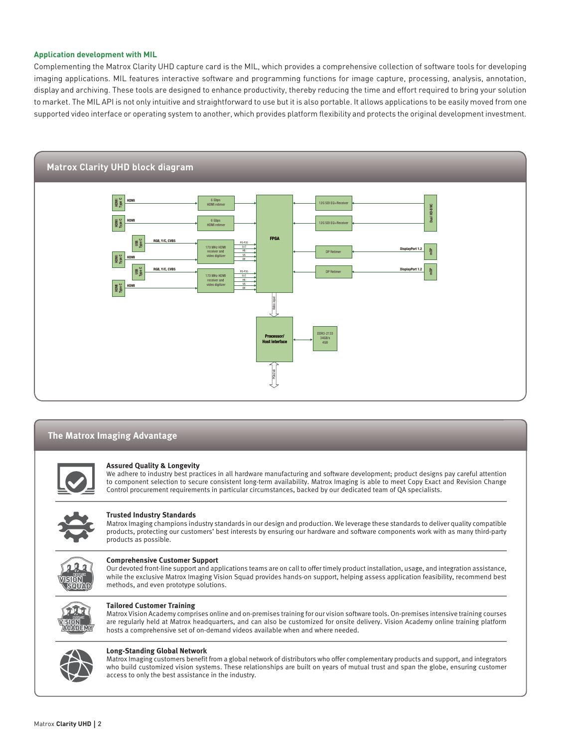### Application development with MIL

Complementing the Matrox Clarity UHD capture card is the MIL, which provides a comprehensive collection of software tools for developing imaging applications. MIL features interactive software and programming functions for image capture, processing, analysis, annotation, display and archiving. These tools are designed to enhance productivity, thereby reducing the time and effort required to bring your solution to market. The MIL API is not only intuitive and straightforward to use but it is also portable. It allows applications to be easily moved from one supported video interface or operating system to another, which provides platform flexibility and protects the original development investment.

## Matrox Clarity UHD block diagram

## The Matrox Imaging Advantage

**Assured Quality & Longevity**
We adhere to industry best practices in all hardware manufacturing and software development; product designs pay careful attention to component selection to secure consistent long-term availability. Matrox Imaging is able to meet Copy Exact and Revision Change Control procurement requirements in particular circumstances, backed by our dedicated team of QA specialists.

**Trusted Industry Standards**
Matrox Imaging champions industry standards in our design and production. We leverage these standards to deliver quality compatible products, protecting our customers' best interests by ensuring our hardware and software components work with as many third-party products as possible.

**Comprehensive Customer Support**
Our devoted front-line support and applications teams are on call to offer timely product installation, usage, and integration assistance, while the exclusive Matrox Imaging Vision Squad provides hands-on support, helping assess application feasibility, recommend best methods, and even prototype solutions.

**Tailored Customer Training**
Matrox Vision Academy comprises online and on-premises training for our vision software tools. On-premises intensive training courses are regularly held at Matrox headquarters, and can also be customized for onsite delivery. Vision Academy online training platform hosts a comprehensive set of on-demand videos available when and where needed.

**Long-Standing Global Network**
Matrox Imaging customers benefit from a global network of distributors who offer complementary products and support, and integrators who build customized vision systems. These relationships are built on years of mutual trust and span the globe, ensuring customer access to only the best assistance in the industry.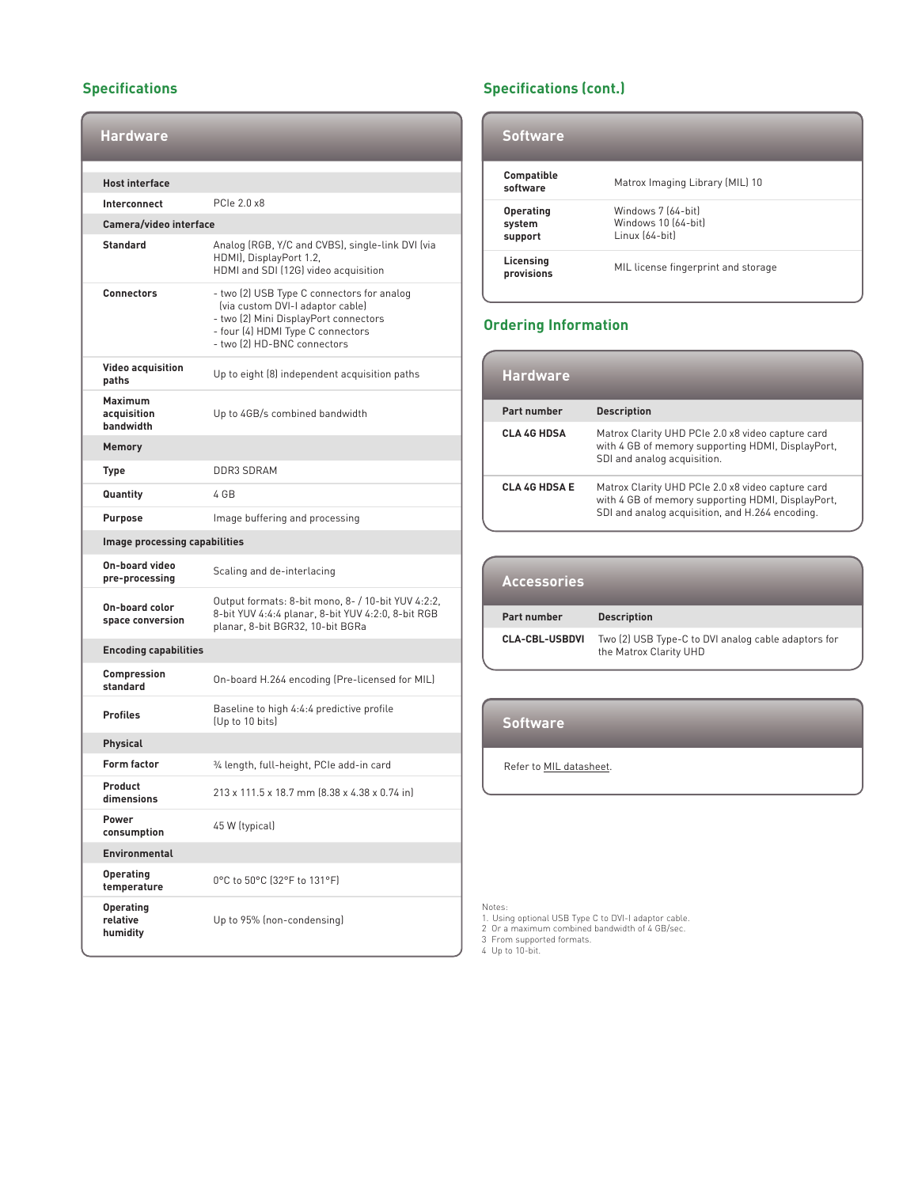## Specifications

| Hardware | |
|---|---|
| **Host interface** | |
| **Interconnect** | PCIe 2.0 x8 |
| **Camera/video interface** | |
| **Standard** | Analog (RGB, Y/C and CVBS), single-link DVI (via HDMI), DisplayPort 1.2, HDMI and SDI (12G) video acquisition |
| **Connectors** | - two (2) USB Type C connectors for analog (via custom DVI-I adaptor cable)<br>- two (2) Mini DisplayPort connectors<br>- four (4) HDMI Type C connectors<br>- two (2) HD-BNC connectors |
| **Video acquisition paths** | Up to eight (8) independent acquisition paths |
| **Maximum acquisition bandwidth** | Up to 4GB/s combined bandwidth |
| **Memory** | |
| **Type** | DDR3 SDRAM |
| **Quantity** | 4 GB |
| **Purpose** | Image buffering and processing |
| **Image processing capabilities** | |
| **On-board video pre-processing** | Scaling and de-interlacing |
| **On-board color space conversion** | Output formats: 8-bit mono, 8- / 10-bit YUV 4:2:2, 8-bit YUV 4:4:4 planar, 8-bit YUV 4:2:0, 8-bit RGB planar, 8-bit BGR32, 10-bit BGRa |
| **Encoding capabilities** | |
| **Compression standard** | On-board H.264 encoding (Pre-licensed for MIL) |
| **Profiles** | Baseline to high 4:4:4 predictive profile (Up to 10 bits) |
| **Physical** | |
| **Form factor** | ¾ length, full-height, PCIe add-in card |
| **Product dimensions** | 213 x 111.5 x 18.7 mm (8.38 x 4.38 x 0.74 in) |
| **Power consumption** | 45 W (typical) |
| **Environmental** | |
| **Operating temperature** | 0°C to 50°C (32°F to 131°F) |
| **Operating relative humidity** | Up to 95% (non-condensing) |

## Specifications (cont.)

| Software | |
|---|---|
| **Compatible software** | Matrox Imaging Library (MIL) 10 |
| **Operating system support** | Windows 7 (64-bit)<br>Windows 10 (64-bit)<br>Linux (64-bit) |
| **Licensing provisions** | MIL license fingerprint and storage |

## Ordering Information

### Hardware

| Part number | Description |
|---|---|
| **CLA 4G HDSA** | Matrox Clarity UHD PCIe 2.0 x8 video capture card with 4 GB of memory supporting HDMI, DisplayPort, SDI and analog acquisition. |
| **CLA 4G HDSA E** | Matrox Clarity UHD PCIe 2.0 x8 video capture card with 4 GB of memory supporting HDMI, DisplayPort, SDI and analog acquisition, and H.264 encoding. |

### Accessories

| Part number | Description |
|---|---|
| **CLA-CBL-USBDVI** | Two (2) USB Type-C to DVI analog cable adaptors for the Matrox Clarity UHD |

### Software

Refer to MIL datasheet.

Notes:
1. Using optional USB Type C to DVI-I adaptor cable.
2. Or a maximum combined bandwidth of 4 GB/sec.
3. From supported formats.
4. Up to 10-bit.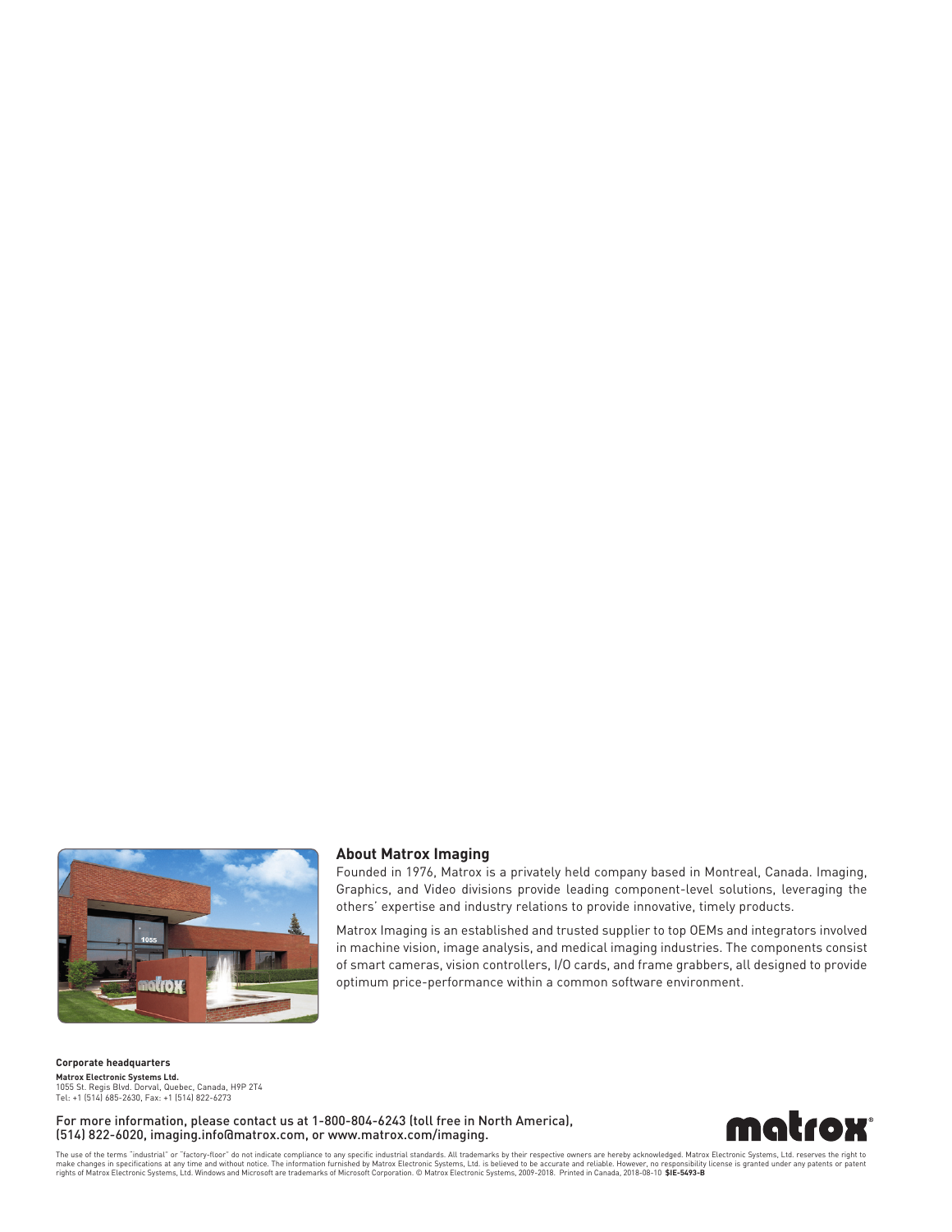## About Matrox Imaging

Founded in 1976, Matrox is a privately held company based in Montreal, Canada. Imaging, Graphics, and Video divisions provide leading component-level solutions, leveraging the others' expertise and industry relations to provide innovative, timely products.

Matrox Imaging is an established and trusted supplier to top OEMs and integrators involved in machine vision, image analysis, and medical imaging industries. The components consist of smart cameras, vision controllers, I/O cards, and frame grabbers, all designed to provide optimum price-performance within a common software environment.

**Corporate headquarters**

**Matrox Electronic Systems Ltd.**
1055 St. Regis Blvd. Dorval, Quebec, Canada, H9P 2T4
Tel: +1 (514) 685-2630, Fax: +1 (514) 822-6273

For more information, please contact us at 1-800-804-6243 (toll free in North America), (514) 822-6020, imaging.info@matrox.com, or www.matrox.com/imaging.

The use of the terms "industrial" or "factory-floor" do not indicate compliance to any specific industrial standards. All trademarks by their respective owners are hereby acknowledged. Matrox Electronic Systems, Ltd. reserves the right to make changes in specifications at any time and without notice. The information furnished by Matrox Electronic Systems, Ltd. is believed to be accurate and reliable. However, no responsibility license is granted under any patents or patent rights of Matrox Electronic Systems, Ltd. Windows and Microsoft are trademarks of Microsoft Corporation. © Matrox Electronic Systems, 2009-2018. Printed in Canada, 2018-08-10 **$IE-5493-B**